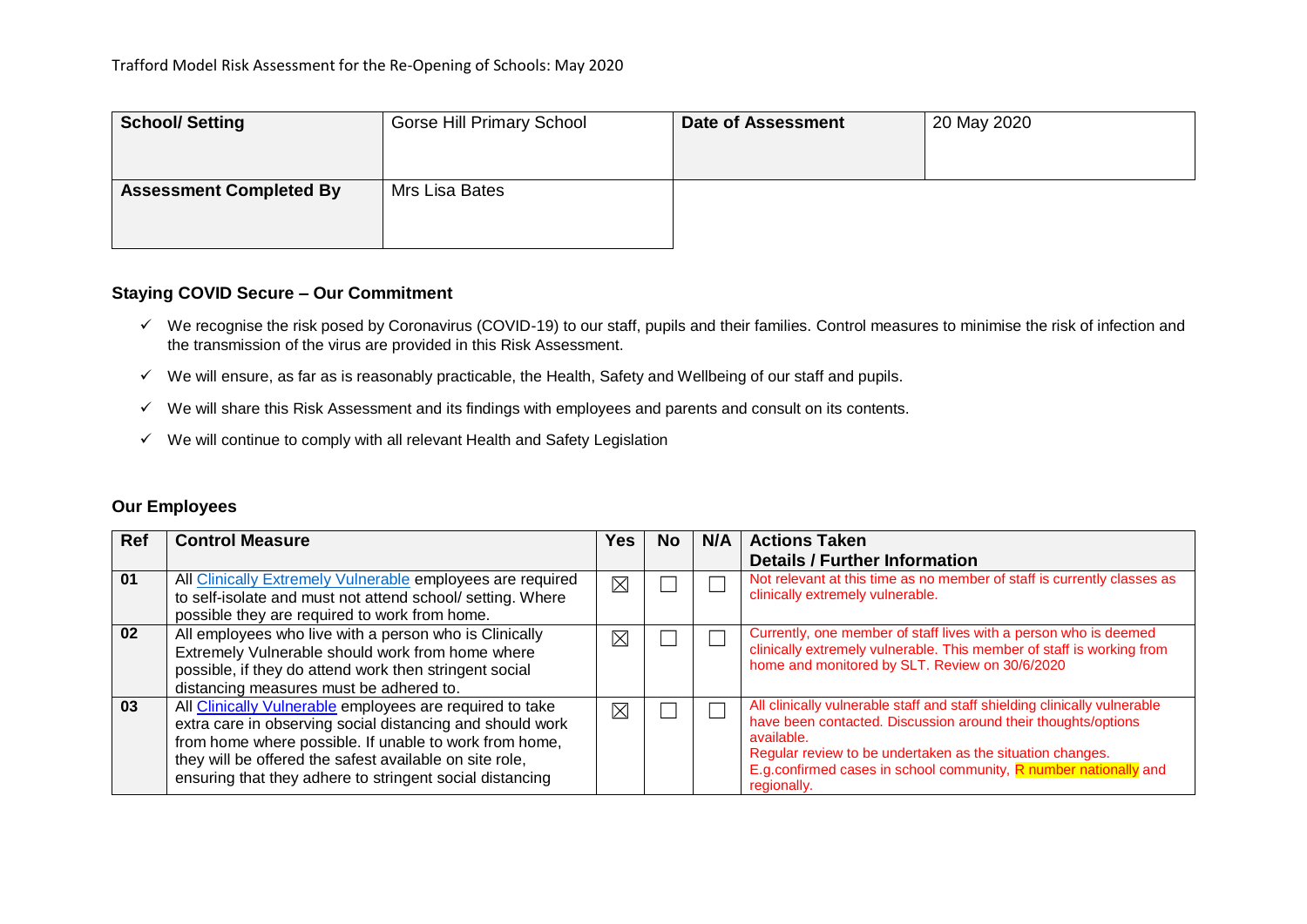Trafford Model Risk Assessment for the Re-Opening of Schools: May 2020

| School/ Setting | Gorse Hill Primary School | Date of Assessment | 20 May 2020 |
|---|---|---|---|
| **Assessment Completed By** | Mrs Lisa Bates | | |

## Staying COVID Secure – Our Commitment

- ✓ We recognise the risk posed by Coronavirus (COVID-19) to our staff, pupils and their families. Control measures to minimise the risk of infection and the transmission of the virus are provided in this Risk Assessment.
- ✓ We will ensure, as far as is reasonably practicable, the Health, Safety and Wellbeing of our staff and pupils.
- ✓ We will share this Risk Assessment and its findings with employees and parents and consult on its contents.
- ✓ We will continue to comply with all relevant Health and Safety Legislation

## Our Employees

| Ref | Control Measure | Yes | No | N/A | Actions Taken<br>Details / Further Information |
|---|---|---|---|---|---|
| 01 | All Clinically Extremely Vulnerable employees are required to self-isolate and must not attend school/ setting. Where possible they are required to work from home. | ☒ | ☐ | ☐ | Not relevant at this time as no member of staff is currently classes as clinically extremely vulnerable. |
| 02 | All employees who live with a person who is Clinically Extremely Vulnerable should work from home where possible, if they do attend work then stringent social distancing measures must be adhered to. | ☒ | ☐ | ☐ | Currently, one member of staff lives with a person who is deemed clinically extremely vulnerable. This member of staff is working from home and monitored by SLT. Review on 30/6/2020 |
| 03 | All Clinically Vulnerable employees are required to take extra care in observing social distancing and should work from home where possible. If unable to work from home, they will be offered the safest available on site role, ensuring that they adhere to stringent social distancing | ☒ | ☐ | ☐ | All clinically vulnerable staff and staff shielding clinically vulnerable have been contacted. Discussion around their thoughts/options available.<br>Regular review to be undertaken as the situation changes.<br>E.g.confirmed cases in school community, R number nationally and regionally. |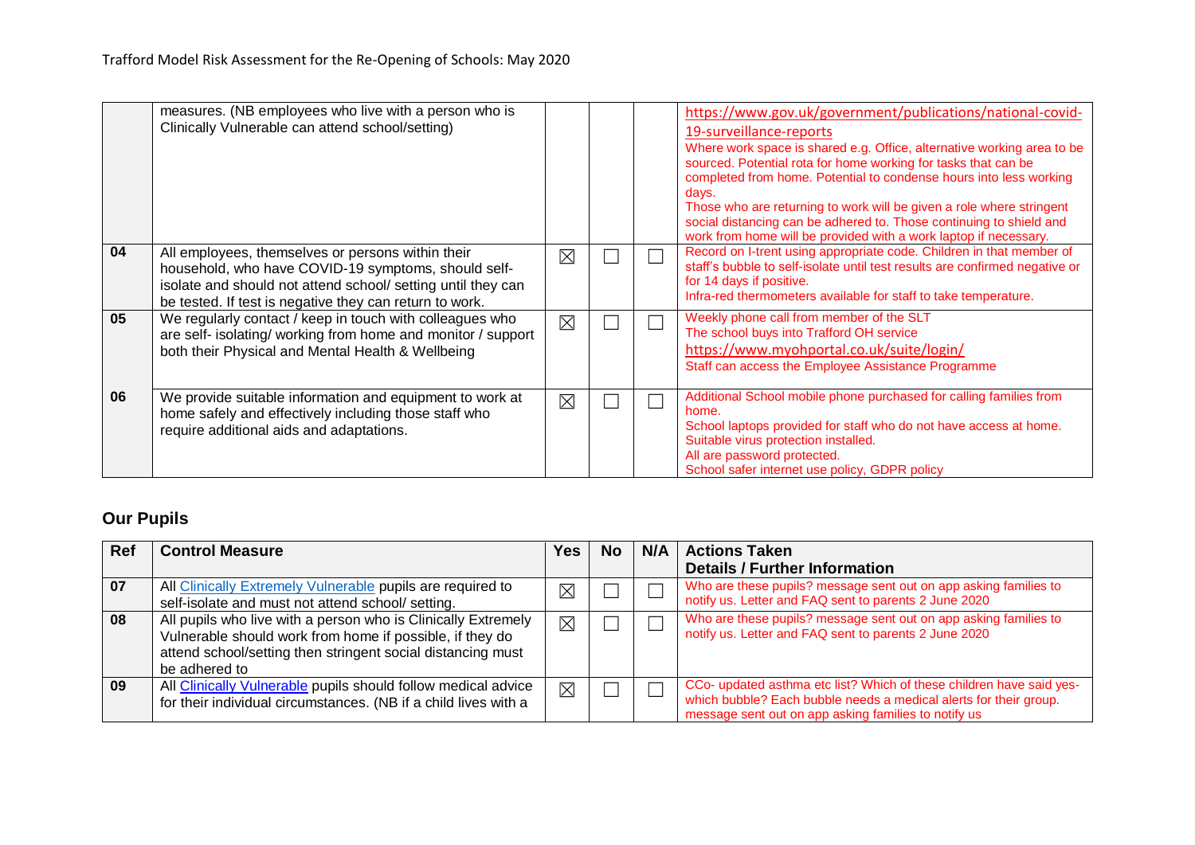| | | | | | |
|---|---|---|---|---|---|
| | measures. (NB employees who live with a person who is Clinically Vulnerable can attend school/setting) | | | | https://www.gov.uk/government/publications/national-covid-19-surveillance-reports<br>Where work space is shared e.g. Office, alternative working area to be sourced. Potential rota for home working for tasks that can be completed from home. Potential to condense hours into less working days.<br>Those who are returning to work will be given a role where stringent social distancing can be adhered to. Those continuing to shield and work from home will be provided with a work laptop if necessary. |
| 04 | All employees, themselves or persons within their household, who have COVID-19 symptoms, should self-isolate and should not attend school/ setting until they can be tested. If test is negative they can return to work. | ☒ | ☐ | ☐ | Record on I-trent using appropriate code. Children in that member of staff's bubble to self-isolate until test results are confirmed negative or for 14 days if positive.<br>Infra-red thermometers available for staff to take temperature. |
| 05 | We regularly contact / keep in touch with colleagues who are self- isolating/ working from home and monitor / support both their Physical and Mental Health & Wellbeing | ☒ | ☐ | ☐ | Weekly phone call from member of the SLT<br>The school buys into Trafford OH service<br>https://www.myohportal.co.uk/suite/login/<br>Staff can access the Employee Assistance Programme |
| 06 | We provide suitable information and equipment to work at home safely and effectively including those staff who require additional aids and adaptations. | ☒ | ☐ | ☐ | Additional School mobile phone purchased for calling families from home.<br>School laptops provided for staff who do not have access at home. Suitable virus protection installed.<br>All are password protected.<br>School safer internet use policy, GDPR policy |

## Our Pupils

| Ref | Control Measure | Yes | No | N/A | Actions Taken<br>Details / Further Information |
|---|---|---|---|---|---|
| 07 | All Clinically Extremely Vulnerable pupils are required to self-isolate and must not attend school/ setting. | ☒ | ☐ | ☐ | Who are these pupils? message sent out on app asking families to notify us. Letter and FAQ sent to parents 2 June 2020 |
| 08 | All pupils who live with a person who is Clinically Extremely Vulnerable should work from home if possible, if they do attend school/setting then stringent social distancing must be adhered to | ☒ | ☐ | ☐ | Who are these pupils? message sent out on app asking families to notify us. Letter and FAQ sent to parents 2 June 2020 |
| 09 | All Clinically Vulnerable pupils should follow medical advice for their individual circumstances. (NB if a child lives with a | ☒ | ☐ | ☐ | CCo- updated asthma etc list? Which of these children have said yes-which bubble? Each bubble needs a medical alerts for their group. message sent out on app asking families to notify us |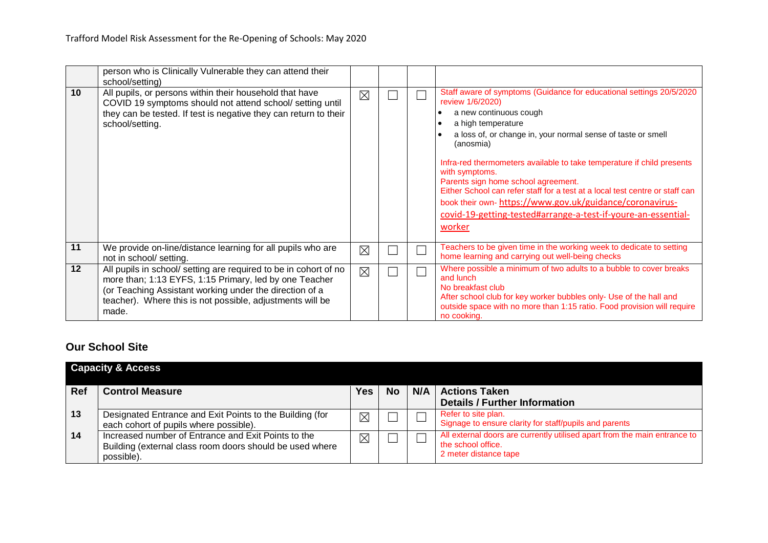| | | | | | |
|---|---|---|---|---|---|
| | person who is Clinically Vulnerable they can attend their school/setting) | | | | |
| 10 | All pupils, or persons within their household that have COVID 19 symptoms should not attend school/ setting until they can be tested. If test is negative they can return to their school/setting. | ☒ | ☐ | ☐ | Staff aware of symptoms (Guidance for educational settings 20/5/2020 review 1/6/2020)<br>• a new continuous cough<br>• a high temperature<br>• a loss of, or change in, your normal sense of taste or smell (anosmia)<br><br>Infra-red thermometers available to take temperature if child presents with symptoms.<br>Parents sign home school agreement.<br>Either School can refer staff for a test at a local test centre or staff can book their own- https://www.gov.uk/guidance/coronavirus-covid-19-getting-tested#arrange-a-test-if-youre-an-essential-worker |
| 11 | We provide on-line/distance learning for all pupils who are not in school/ setting. | ☒ | ☐ | ☐ | Teachers to be given time in the working week to dedicate to setting home learning and carrying out well-being checks |
| 12 | All pupils in school/ setting are required to be in cohort of no more than; 1:13 EYFS, 1:15 Primary, led by one Teacher (or Teaching Assistant working under the direction of a teacher). Where this is not possible, adjustments will be made. | ☒ | ☐ | ☐ | Where possible a minimum of two adults to a bubble to cover breaks and lunch<br>No breakfast club<br>After school club for key worker bubbles only- Use of the hall and outside space with no more than 1:15 ratio. Food provision will require no cooking. |

## Our School Site

| Capacity & Access | | | | | |
|---|---|---|---|---|---|
| **Ref** | **Control Measure** | **Yes** | **No** | **N/A** | **Actions Taken**<br>**Details / Further Information** |
| 13 | Designated Entrance and Exit Points to the Building (for each cohort of pupils where possible). | ☒ | ☐ | ☐ | Refer to site plan.<br>Signage to ensure clarity for staff/pupils and parents |
| 14 | Increased number of Entrance and Exit Points to the Building (external class room doors should be used where possible). | ☒ | ☐ | ☐ | All external doors are currently utilised apart from the main entrance to the school office.<br>2 meter distance tape |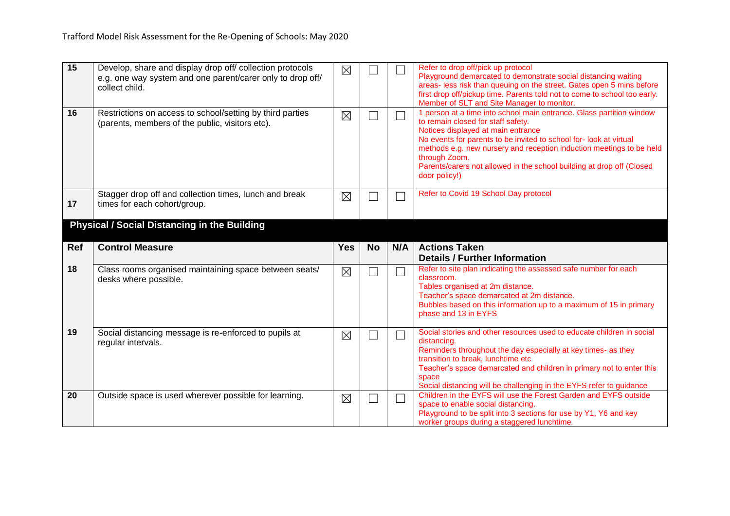| Ref | Control Measure | Yes | No | N/A | Actions Taken Details / Further Information |
|---|---|---|---|---|---|
| 15 | Develop, share and display drop off/ collection protocols e.g. one way system and one parent/carer only to drop off/ collect child. | ☒ | ☐ | ☐ | Refer to drop off/pick up protocol<br>Playground demarcated to demonstrate social distancing waiting areas- less risk than queuing on the street. Gates open 5 mins before first drop off/pickup time. Parents told not to come to school too early. Member of SLT and Site Manager to monitor. |
| 16 | Restrictions on access to school/setting by third parties (parents, members of the public, visitors etc). | ☒ | ☐ | ☐ | 1 person at a time into school main entrance. Glass partition window to remain closed for staff safety.<br>Notices displayed at main entrance<br>No events for parents to be invited to school for- look at virtual methods e.g. new nursery and reception induction meetings to be held through Zoom.<br>Parents/carers not allowed in the school building at drop off (Closed door policy!) |
| 17 | Stagger drop off and collection times, lunch and break times for each cohort/group. | ☒ | ☐ | ☐ | Refer to Covid 19 School Day protocol |

## Physical / Social Distancing in the Building

| Ref | Control Measure | Yes | No | N/A | Actions Taken Details / Further Information |
|---|---|---|---|---|---|
| 18 | Class rooms organised maintaining space between seats/ desks where possible. | ☒ | ☐ | ☐ | Refer to site plan indicating the assessed safe number for each classroom.<br>Tables organised at 2m distance.<br>Teacher's space demarcated at 2m distance.<br>Bubbles based on this information up to a maximum of 15 in primary phase and 13 in EYFS |
| 19 | Social distancing message is re-enforced to pupils at regular intervals. | ☒ | ☐ | ☐ | Social stories and other resources used to educate children in social distancing.<br>Reminders throughout the day especially at key times- as they transition to break, lunchtime etc<br>Teacher's space demarcated and children in primary not to enter this space<br>Social distancing will be challenging in the EYFS refer to guidance |
| 20 | Outside space is used wherever possible for learning. | ☒ | ☐ | ☐ | Children in the EYFS will use the Forest Garden and EYFS outside space to enable social distancing.<br>Playground to be split into 3 sections for use by Y1, Y6 and key worker groups during a staggered lunchtime. |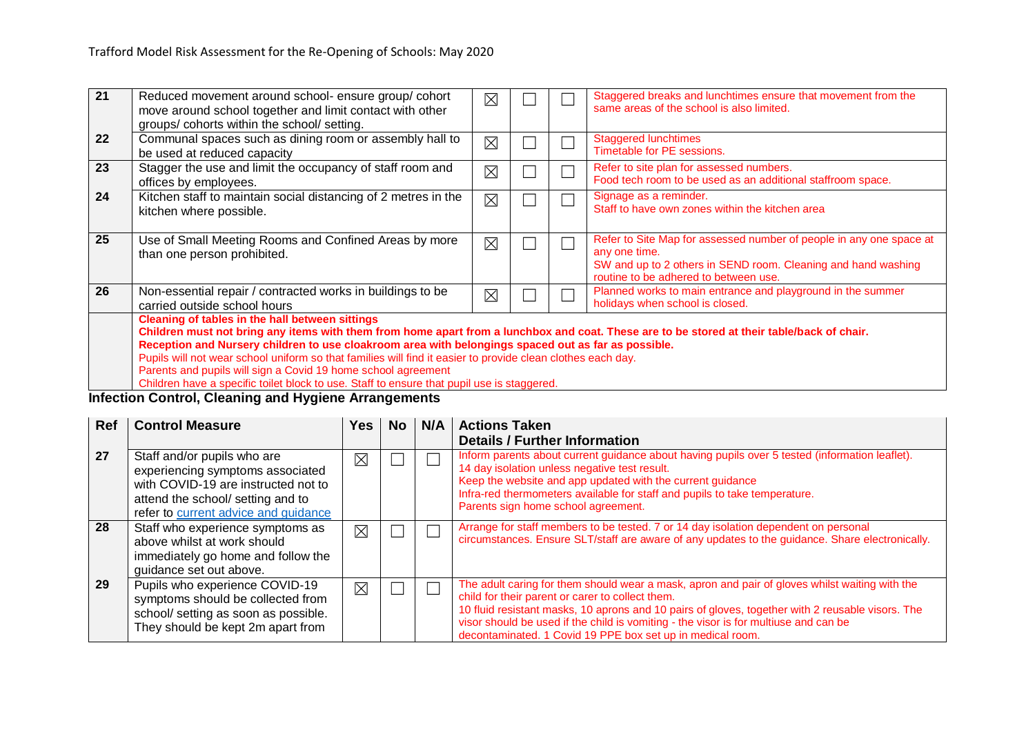| | | | | | |
|---|---|---|---|---|---|
| 21 | Reduced movement around school- ensure group/ cohort move around school together and limit contact with other groups/ cohorts within the school/ setting. | ☒ | ☐ | ☐ | Staggered breaks and lunchtimes ensure that movement from the same areas of the school is also limited. |
| 22 | Communal spaces such as dining room or assembly hall to be used at reduced capacity | ☒ | ☐ | ☐ | Staggered lunchtimes<br>Timetable for PE sessions. |
| 23 | Stagger the use and limit the occupancy of staff room and offices by employees. | ☒ | ☐ | ☐ | Refer to site plan for assessed numbers.<br>Food tech room to be used as an additional staffroom space. |
| 24 | Kitchen staff to maintain social distancing of 2 metres in the kitchen where possible. | ☒ | ☐ | ☐ | Signage as a reminder.<br>Staff to have own zones within the kitchen area |
| 25 | Use of Small Meeting Rooms and Confined Areas by more than one person prohibited. | ☒ | ☐ | ☐ | Refer to Site Map for assessed number of people in any one space at any one time.<br>SW and up to 2 others in SEND room. Cleaning and hand washing routine to be adhered to between use. |
| 26 | Non-essential repair / contracted works in buildings to be carried outside school hours | ☒ | ☐ | ☐ | Planned works to main entrance and playground in the summer holidays when school is closed. |
| | **Cleaning of tables in the hall between sittings**<br>**Children must not bring any items with them from home apart from a lunchbox and coat. These are to be stored at their table/back of chair.**<br>**Reception and Nursery children to use cloakroom area with belongings spaced out as far as possible.**<br>Pupils will not wear school uniform so that families will find it easier to provide clean clothes each day.<br>Parents and pupils will sign a Covid 19 home school agreement<br>Children have a specific toilet block to use. Staff to ensure that pupil use is staggered. | | | | |

## Infection Control, Cleaning and Hygiene Arrangements

| Ref | Control Measure | Yes | No | N/A | Actions Taken<br>Details / Further Information |
|---|---|---|---|---|---|
| 27 | Staff and/or pupils who are experiencing symptoms associated with COVID-19 are instructed not to attend the school/ setting and to refer to current advice and guidance | ☒ | ☐ | ☐ | Inform parents about current guidance about having pupils over 5 tested (information leaflet).<br>14 day isolation unless negative test result.<br>Keep the website and app updated with the current guidance<br>Infra-red thermometers available for staff and pupils to take temperature.<br>Parents sign home school agreement. |
| 28 | Staff who experience symptoms as above whilst at work should immediately go home and follow the guidance set out above. | ☒ | ☐ | ☐ | Arrange for staff members to be tested. 7 or 14 day isolation dependent on personal circumstances. Ensure SLT/staff are aware of any updates to the guidance. Share electronically. |
| 29 | Pupils who experience COVID-19 symptoms should be collected from school/ setting as soon as possible. They should be kept 2m apart from | ☒ | ☐ | ☐ | The adult caring for them should wear a mask, apron and pair of gloves whilst waiting with the child for their parent or carer to collect them.<br>10 fluid resistant masks, 10 aprons and 10 pairs of gloves, together with 2 reusable visors. The visor should be used if the child is vomiting - the visor is for multiuse and can be decontaminated. 1 Covid 19 PPE box set up in medical room. |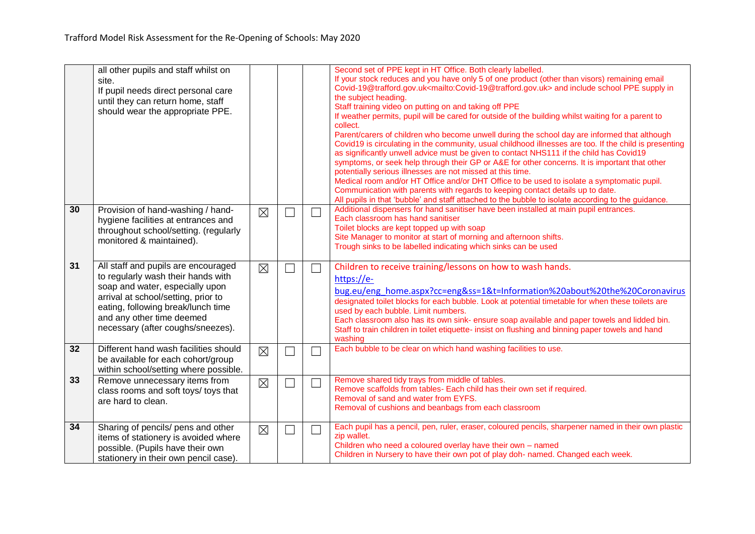| | | | | | |
|---|---|---|---|---|---|
| | all other pupils and staff whilst on site.<br>If pupil needs direct personal care until they can return home, staff should wear the appropriate PPE. | | | | Second set of PPE kept in HT Office. Both clearly labelled.<br>If your stock reduces and you have only 5 of one product (other than visors) remaining email Covid-19@trafford.gov.uk<mailto:Covid-19@trafford.gov.uk> and include school PPE supply in the subject heading.<br>Staff training video on putting on and taking off PPE<br>If weather permits, pupil will be cared for outside of the building whilst waiting for a parent to collect.<br>Parent/carers of children who become unwell during the school day are informed that although Covid19 is circulating in the community, usual childhood illnesses are too. If the child is presenting as significantly unwell advice must be given to contact NHS111 if the child has Covid19 symptoms, or seek help through their GP or A&E for other concerns. It is important that other potentially serious illnesses are not missed at this time.<br>Medical room and/or HT Office and/or DHT Office to be used to isolate a symptomatic pupil.<br>Communication with parents with regards to keeping contact details up to date.<br>All pupils in that 'bubble' and staff attached to the bubble to isolate according to the guidance. |
| 30 | Provision of hand-washing / hand-hygiene facilities at entrances and throughout school/setting. (regularly monitored & maintained). | ☒ | ☐ | ☐ | Additional dispensers for hand sanitiser have been installed at main pupil entrances.<br>Each classroom has hand sanitiser<br>Toilet blocks are kept topped up with soap<br>Site Manager to monitor at start of morning and afternoon shifts.<br>Trough sinks to be labelled indicating which sinks can be used |
| 31 | All staff and pupils are encouraged to regularly wash their hands with soap and water, especially upon arrival at school/setting, prior to eating, following break/lunch time and any other time deemed necessary (after coughs/sneezes). | ☒ | ☐ | ☐ | Children to receive training/lessons on how to wash hands.<br>https://e-bug.eu/eng_home.aspx?cc=eng&ss=1&t=Information%20about%20the%20Coronavirus<br>designated toilet blocks for each bubble. Look at potential timetable for when these toilets are used by each bubble. Limit numbers.<br>Each classroom also has its own sink- ensure soap available and paper towels and lidded bin.<br>Staff to train children in toilet etiquette- insist on flushing and binning paper towels and hand washing |
| 32 | Different hand wash facilities should be available for each cohort/group within school/setting where possible. | ☒ | ☐ | ☐ | Each bubble to be clear on which hand washing facilities to use. |
| 33 | Remove unnecessary items from class rooms and soft toys/ toys that are hard to clean. | ☒ | ☐ | ☐ | Remove shared tidy trays from middle of tables.<br>Remove scaffolds from tables- Each child has their own set if required.<br>Removal of sand and water from EYFS.<br>Removal of cushions and beanbags from each classroom |
| 34 | Sharing of pencils/ pens and other items of stationery is avoided where possible. (Pupils have their own stationery in their own pencil case). | ☒ | ☐ | ☐ | Each pupil has a pencil, pen, ruler, eraser, coloured pencils, sharpener named in their own plastic zip wallet.<br>Children who need a coloured overlay have their own – named<br>Children in Nursery to have their own pot of play doh- named. Changed each week. |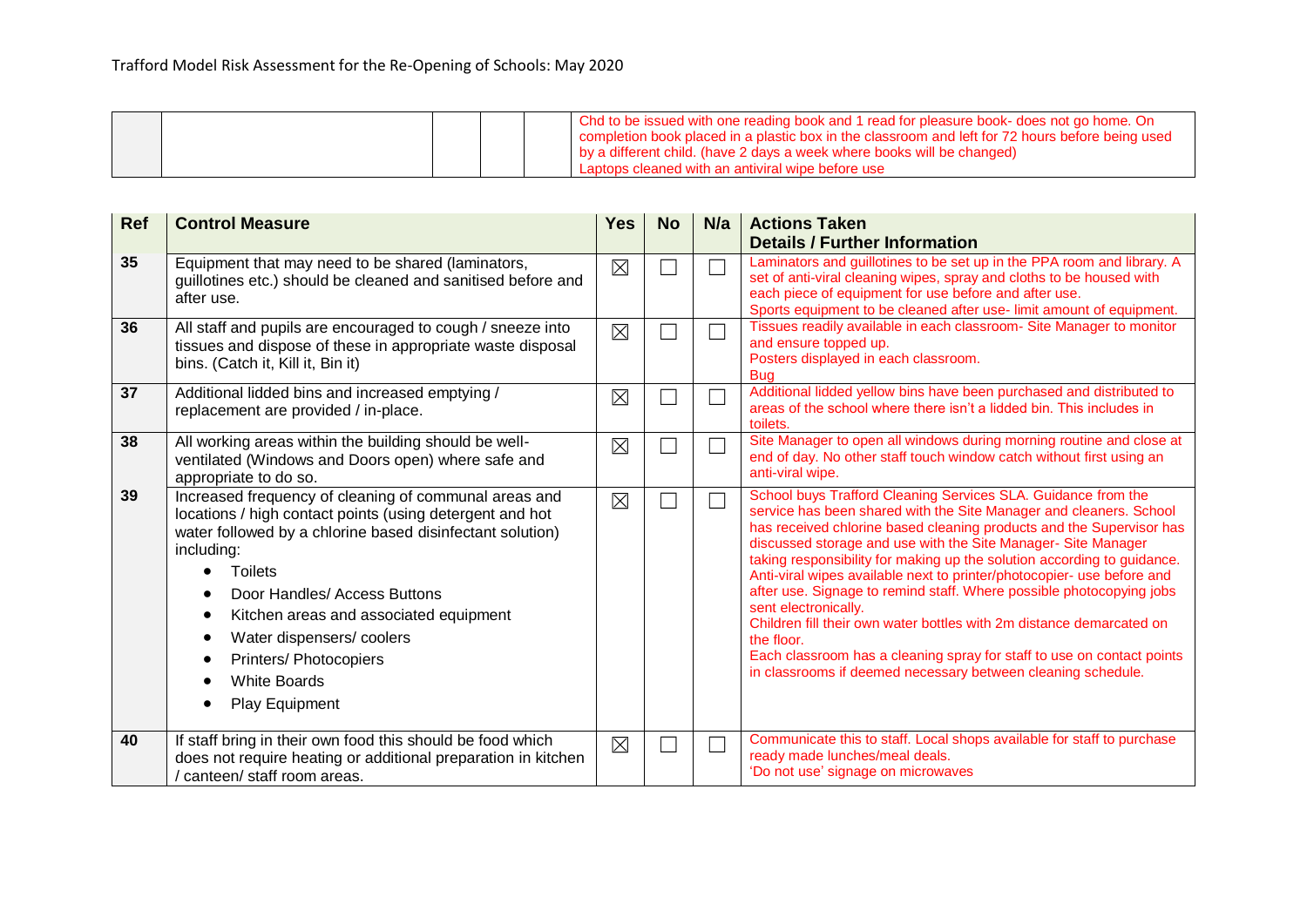| | | | | | |
|---|---|---|---|---|---|
| | | | | | Chd to be issued with one reading book and 1 read for pleasure book- does not go home. On completion book placed in a plastic box in the classroom and left for 72 hours before being used by a different child. (have 2 days a week where books will be changed)<br>Laptops cleaned with an antiviral wipe before use |

| Ref | Control Measure | Yes | No | N/a | Actions Taken<br>Details / Further Information |
|---|---|---|---|---|---|
| 35 | Equipment that may need to be shared (laminators, guillotines etc.) should be cleaned and sanitised before and after use. | ☒ | ☐ | ☐ | Laminators and guillotines to be set up in the PPA room and library. A set of anti-viral cleaning wipes, spray and cloths to be housed with each piece of equipment for use before and after use.<br>Sports equipment to be cleaned after use- limit amount of equipment. |
| 36 | All staff and pupils are encouraged to cough / sneeze into tissues and dispose of these in appropriate waste disposal bins. (Catch it, Kill it, Bin it) | ☒ | ☐ | ☐ | Tissues readily available in each classroom- Site Manager to monitor and ensure topped up.<br>Posters displayed in each classroom.<br>Bug |
| 37 | Additional lidded bins and increased emptying / replacement are provided / in-place. | ☒ | ☐ | ☐ | Additional lidded yellow bins have been purchased and distributed to areas of the school where there isn't a lidded bin. This includes in toilets. |
| 38 | All working areas within the building should be well-ventilated (Windows and Doors open) where safe and appropriate to do so. | ☒ | ☐ | ☐ | Site Manager to open all windows during morning routine and close at end of day. No other staff touch window catch without first using an anti-viral wipe. |
| 39 | Increased frequency of cleaning of communal areas and locations / high contact points (using detergent and hot water followed by a chlorine based disinfectant solution) including:<br>• Toilets<br>• Door Handles/ Access Buttons<br>• Kitchen areas and associated equipment<br>• Water dispensers/ coolers<br>• Printers/ Photocopiers<br>• White Boards<br>• Play Equipment | ☒ | ☐ | ☐ | School buys Trafford Cleaning Services SLA. Guidance from the service has been shared with the Site Manager and cleaners. School has received chlorine based cleaning products and the Supervisor has discussed storage and use with the Site Manager- Site Manager taking responsibility for making up the solution according to guidance.<br>Anti-viral wipes available next to printer/photocopier- use before and after use. Signage to remind staff. Where possible photocopying jobs sent electronically.<br>Children fill their own water bottles with 2m distance demarcated on the floor.<br>Each classroom has a cleaning spray for staff to use on contact points in classrooms if deemed necessary between cleaning schedule. |
| 40 | If staff bring in their own food this should be food which does not require heating or additional preparation in kitchen / canteen/ staff room areas. | ☒ | ☐ | ☐ | Communicate this to staff. Local shops available for staff to purchase ready made lunches/meal deals.<br>'Do not use' signage on microwaves |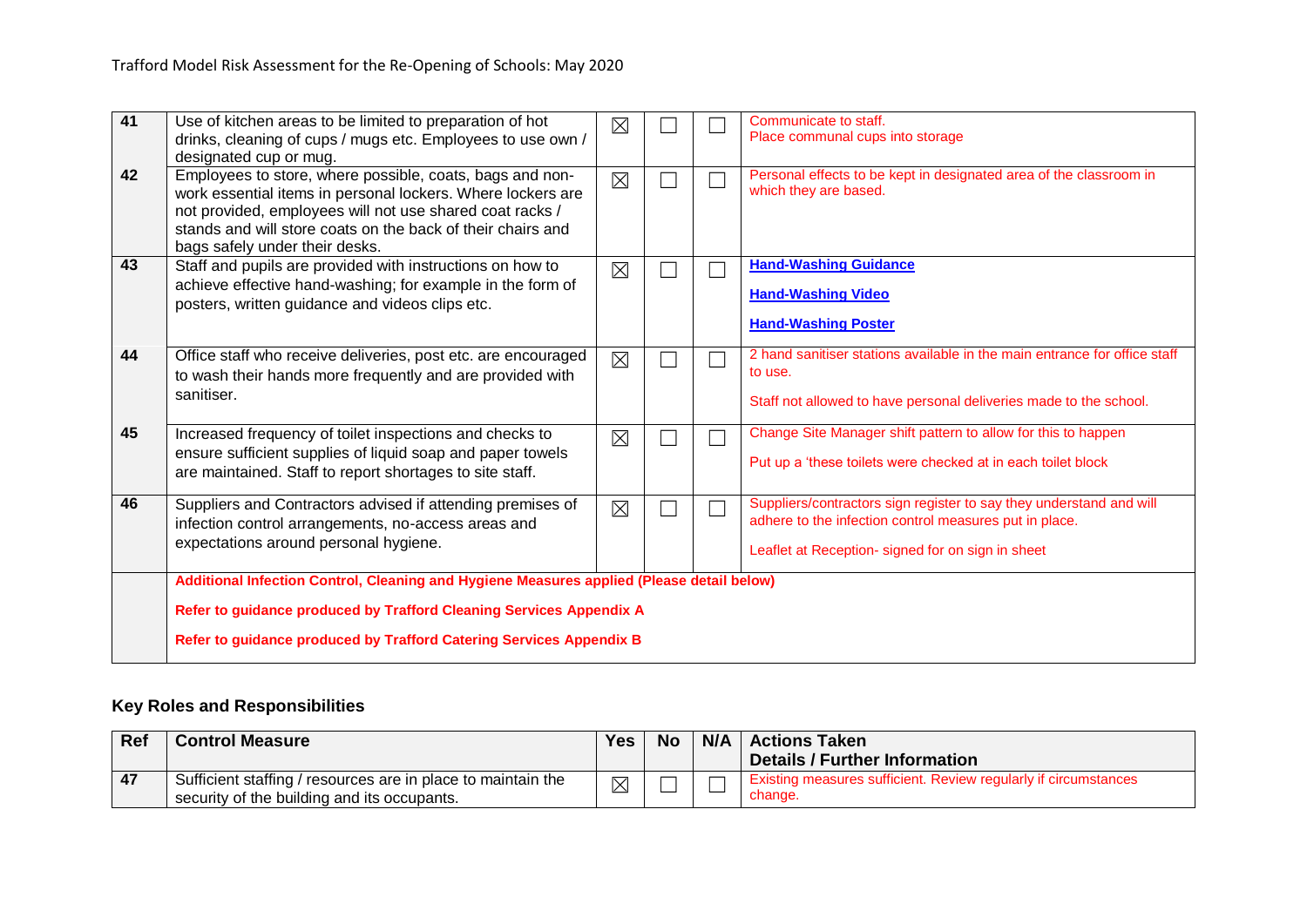| Ref | Control Measure | Yes | No | N/A | Actions Taken Details / Further Information |
|---|---|---|---|---|---|
| 41 | Use of kitchen areas to be limited to preparation of hot drinks, cleaning of cups / mugs etc. Employees to use own / designated cup or mug. | ☒ | ☐ | ☐ | Communicate to staff.<br>Place communal cups into storage |
| 42 | Employees to store, where possible, coats, bags and non-work essential items in personal lockers. Where lockers are not provided, employees will not use shared coat racks / stands and will store coats on the back of their chairs and bags safely under their desks. | ☒ | ☐ | ☐ | Personal effects to be kept in designated area of the classroom in which they are based. |
| 43 | Staff and pupils are provided with instructions on how to achieve effective hand-washing; for example in the form of posters, written guidance and videos clips etc. | ☒ | ☐ | ☐ | **Hand-Washing Guidance**<br>**Hand-Washing Video**<br>**Hand-Washing Poster** |
| 44 | Office staff who receive deliveries, post etc. are encouraged to wash their hands more frequently and are provided with sanitiser. | ☒ | ☐ | ☐ | 2 hand sanitiser stations available in the main entrance for office staff to use.<br>Staff not allowed to have personal deliveries made to the school. |
| 45 | Increased frequency of toilet inspections and checks to ensure sufficient supplies of liquid soap and paper towels are maintained. Staff to report shortages to site staff. | ☒ | ☐ | ☐ | Change Site Manager shift pattern to allow for this to happen<br>Put up a 'these toilets were checked at in each toilet block |
| 46 | Suppliers and Contractors advised if attending premises of infection control arrangements, no-access areas and expectations around personal hygiene. | ☒ | ☐ | ☐ | Suppliers/contractors sign register to say they understand and will adhere to the infection control measures put in place.<br>Leaflet at Reception- signed for on sign in sheet |
| | **Additional Infection Control, Cleaning and Hygiene Measures applied (Please detail below)**<br>**Refer to guidance produced by Trafford Cleaning Services Appendix A**<br>**Refer to guidance produced by Trafford Catering Services Appendix B** | | | | |

## Key Roles and Responsibilities

| Ref | Control Measure | Yes | No | N/A | Actions Taken Details / Further Information |
|---|---|---|---|---|---|
| 47 | Sufficient staffing / resources are in place to maintain the security of the building and its occupants. | ☒ | ☐ | ☐ | Existing measures sufficient. Review regularly if circumstances change. |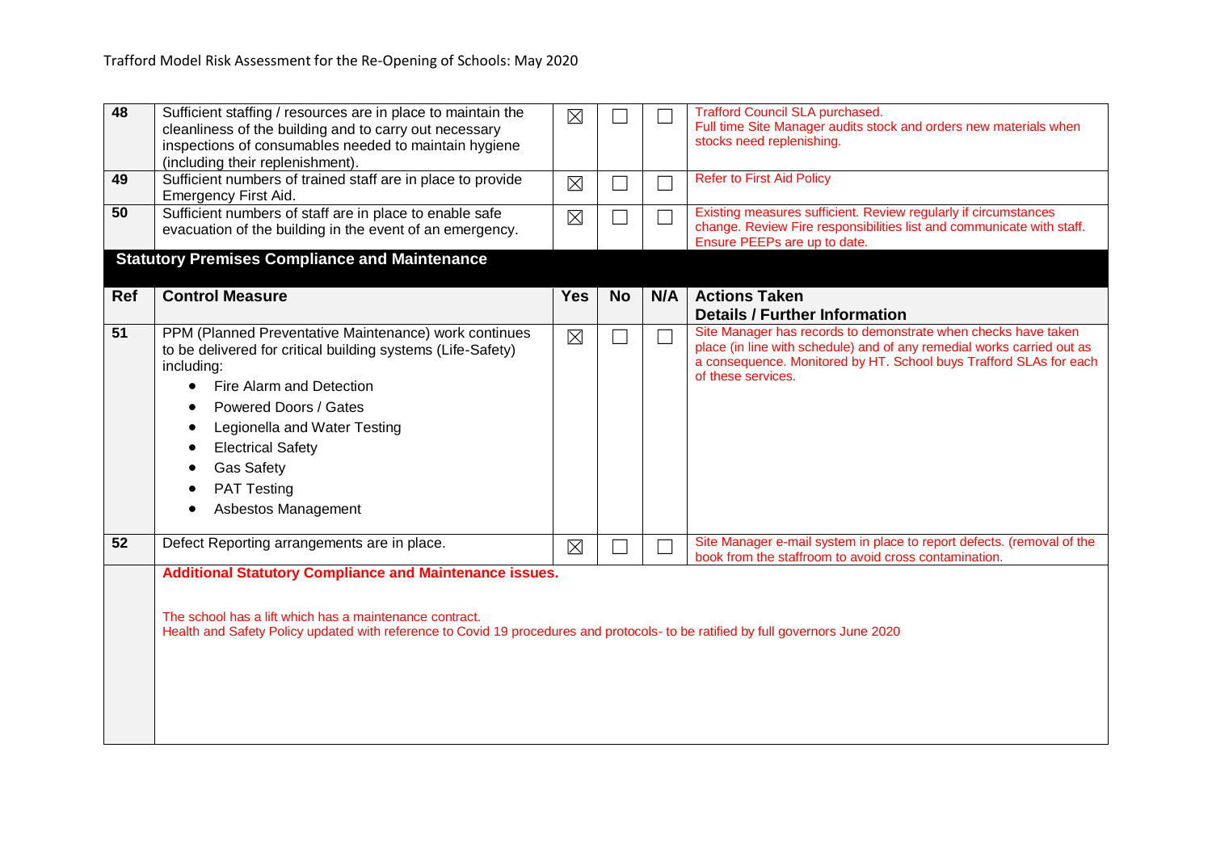| Ref | Control Measure | Yes | No | N/A | Actions Taken Details / Further Information |
|---|---|---|---|---|---|
| 48 | Sufficient staffing / resources are in place to maintain the cleanliness of the building and to carry out necessary inspections of consumables needed to maintain hygiene (including their replenishment). | ☒ | ☐ | ☐ | Trafford Council SLA purchased. Full time Site Manager audits stock and orders new materials when stocks need replenishing. |
| 49 | Sufficient numbers of trained staff are in place to provide Emergency First Aid. | ☒ | ☐ | ☐ | Refer to First Aid Policy |
| 50 | Sufficient numbers of staff are in place to enable safe evacuation of the building in the event of an emergency. | ☒ | ☐ | ☐ | Existing measures sufficient. Review regularly if circumstances change. Review Fire responsibilities list and communicate with staff. Ensure PEEPs are up to date. |

## Statutory Premises Compliance and Maintenance

| Ref | Control Measure | Yes | No | N/A | Actions Taken Details / Further Information |
|---|---|---|---|---|---|
| 51 | PPM (Planned Preventative Maintenance) work continues to be delivered for critical building systems (Life-Safety) including: <br>• Fire Alarm and Detection <br>• Powered Doors / Gates <br>• Legionella and Water Testing <br>• Electrical Safety <br>• Gas Safety <br>• PAT Testing <br>• Asbestos Management | ☒ | ☐ | ☐ | Site Manager has records to demonstrate when checks have taken place (in line with schedule) and of any remedial works carried out as a consequence. Monitored by HT. School buys Trafford SLAs for each of these services. |
| 52 | Defect Reporting arrangements are in place. | ☒ | ☐ | ☐ | Site Manager e-mail system in place to report defects. (removal of the book from the staffroom to avoid cross contamination. |

**Additional Statutory Compliance and Maintenance issues.**

The school has a lift which has a maintenance contract.
Health and Safety Policy updated with reference to Covid 19 procedures and protocols- to be ratified by full governors June 2020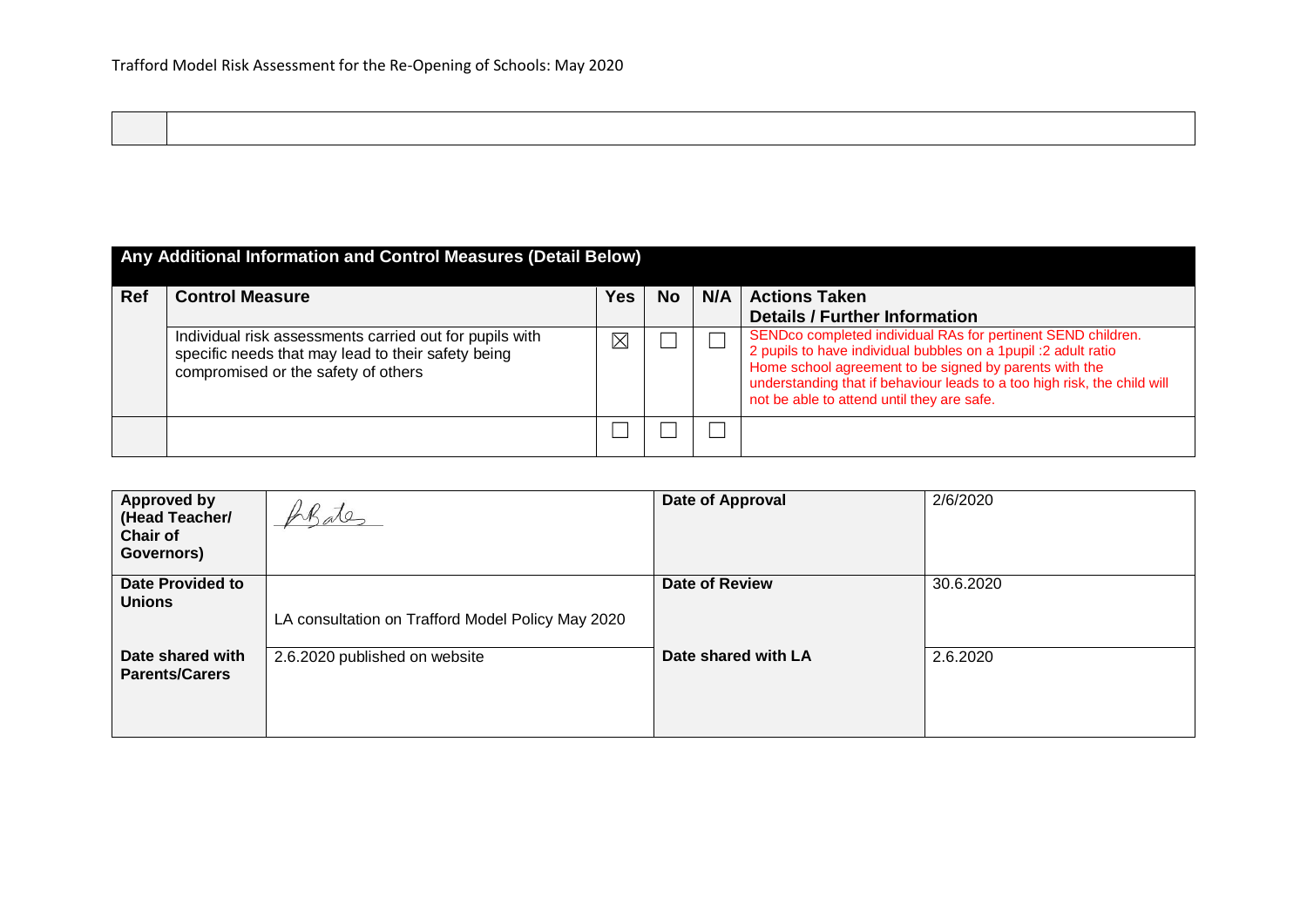| | |
|---|---|
| | |

| Any Additional Information and Control Measures (Detail Below) | | | | | |
|---|---|---|---|---|---|
| **Ref** | **Control Measure** | **Yes** | **No** | **N/A** | **Actions Taken**<br>**Details / Further Information** |
| | Individual risk assessments carried out for pupils with specific needs that may lead to their safety being compromised or the safety of others | ☒ | ☐ | ☐ | SENDco completed individual RAs for pertinent SEND children.<br>2 pupils to have individual bubbles on a 1pupil :2 adult ratio<br>Home school agreement to be signed by parents with the understanding that if behaviour leads to a too high risk, the child will not be able to attend until they are safe. |
| | | ☐ | ☐ | ☐ | |

| | | | |
|---|---|---|---|
| **Approved by (Head Teacher/ Chair of Governors)** | [Signature] | **Date of Approval** | 2/6/2020 |
| **Date Provided to Unions** | LA consultation on Trafford Model Policy May 2020 | **Date of Review** | 30.6.2020 |
| **Date shared with Parents/Carers** | 2.6.2020 published on website | **Date shared with LA** | 2.6.2020 |